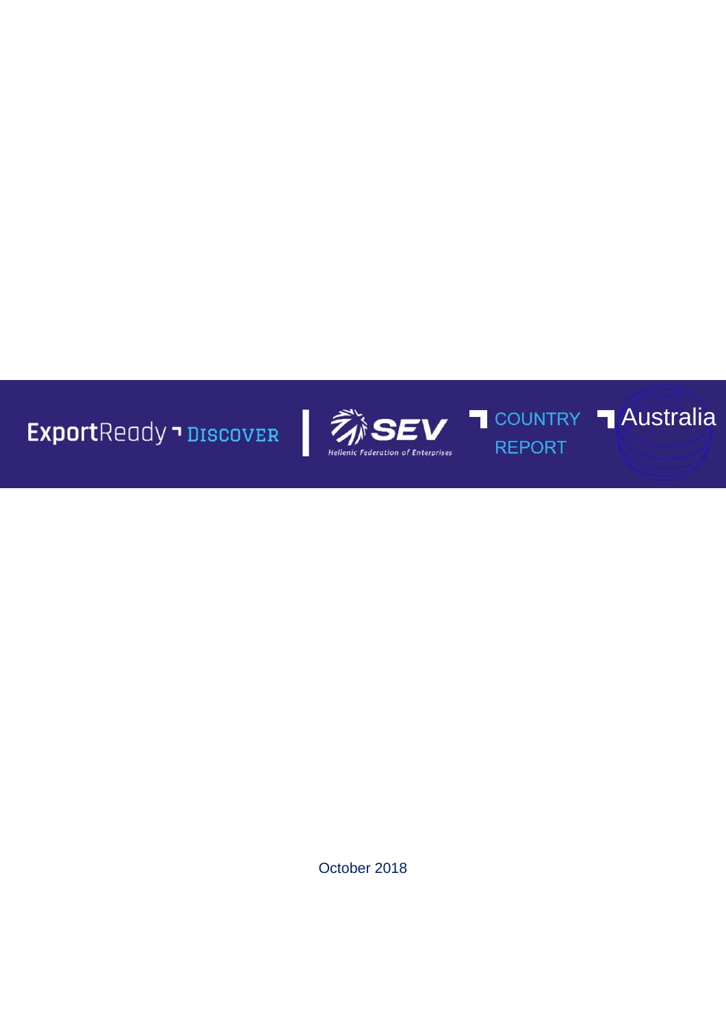ExportReady DISCOVER | SEV Hellenic Federation of Enterprises

# COUNTRY REPORT

# Australia

October 2018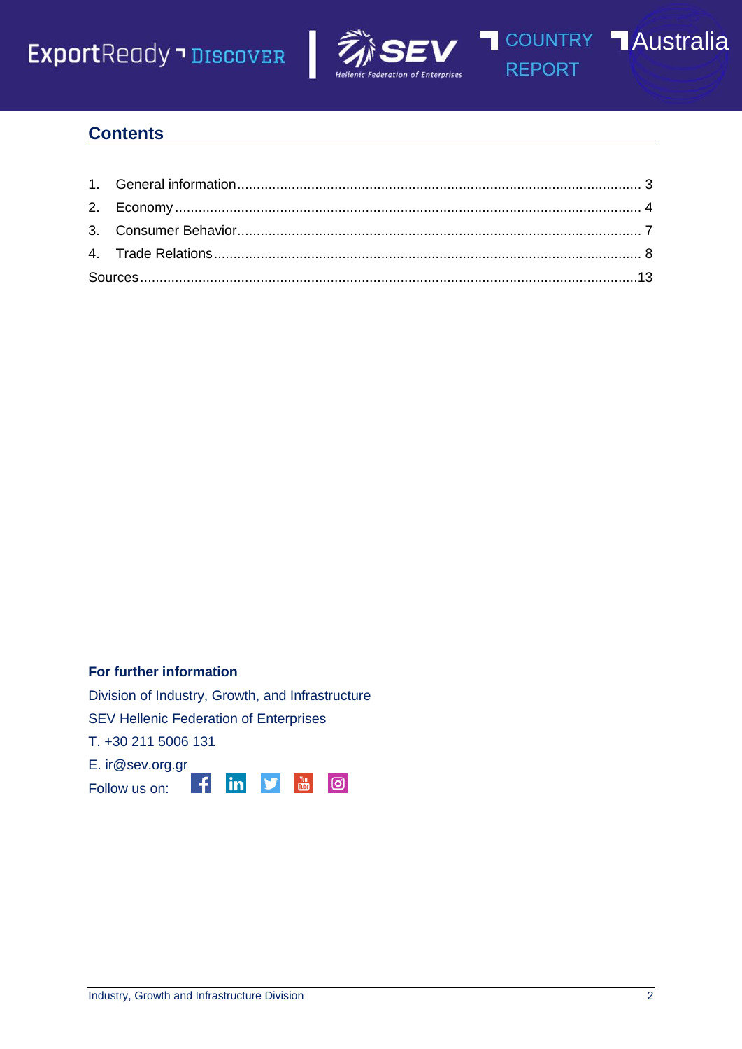## Contents

1. General information ........................................................ 3
2. Economy ........................................................ 4
3. Consumer Behavior ........................................................ 7
4. Trade Relations ........................................................ 8

Sources ........................................................ 13

**For further information**

Division of Industry, Growth, and Infrastructure

SEV Hellenic Federation of Enterprises

T. +30 211 5006 131

E. ir@sev.org.gr

Follow us on: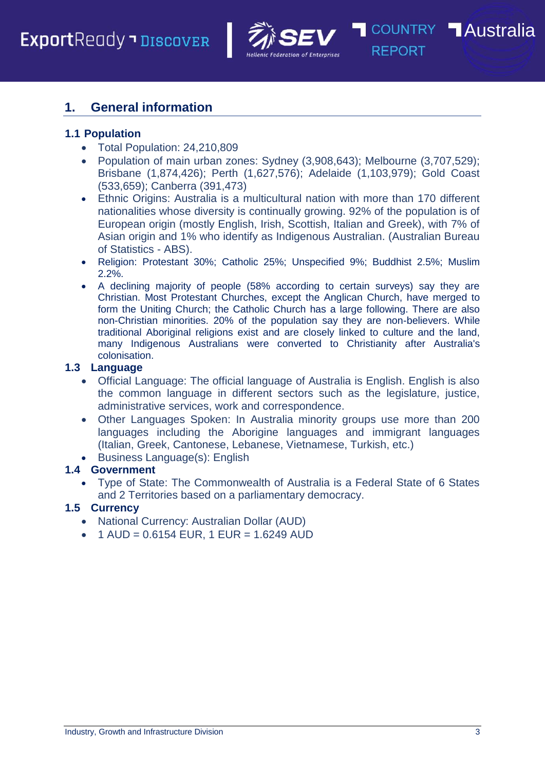## 1. General information

### 1.1 Population

- Total Population: 24,210,809
- Population of main urban zones: Sydney (3,908,643); Melbourne (3,707,529); Brisbane (1,874,426); Perth (1,627,576); Adelaide (1,103,979); Gold Coast (533,659); Canberra (391,473)
- Ethnic Origins: Australia is a multicultural nation with more than 170 different nationalities whose diversity is continually growing. 92% of the population is of European origin (mostly English, Irish, Scottish, Italian and Greek), with 7% of Asian origin and 1% who identify as Indigenous Australian. (Australian Bureau of Statistics - ABS).
- Religion: Protestant 30%; Catholic 25%; Unspecified 9%; Buddhist 2.5%; Muslim 2.2%.
- A declining majority of people (58% according to certain surveys) say they are Christian. Most Protestant Churches, except the Anglican Church, have merged to form the Uniting Church; the Catholic Church has a large following. There are also non-Christian minorities. 20% of the population say they are non-believers. While traditional Aboriginal religions exist and are closely linked to culture and the land, many Indigenous Australians were converted to Christianity after Australia's colonisation.

### 1.3 Language

- Official Language: The official language of Australia is English. English is also the common language in different sectors such as the legislature, justice, administrative services, work and correspondence.
- Other Languages Spoken: In Australia minority groups use more than 200 languages including the Aborigine languages and immigrant languages (Italian, Greek, Cantonese, Lebanese, Vietnamese, Turkish, etc.)
- Business Language(s): English

### 1.4 Government

- Type of State: The Commonwealth of Australia is a Federal State of 6 States and 2 Territories based on a parliamentary democracy.

### 1.5 Currency

- National Currency: Australian Dollar (AUD)
- 1 AUD = 0.6154 EUR, 1 EUR = 1.6249 AUD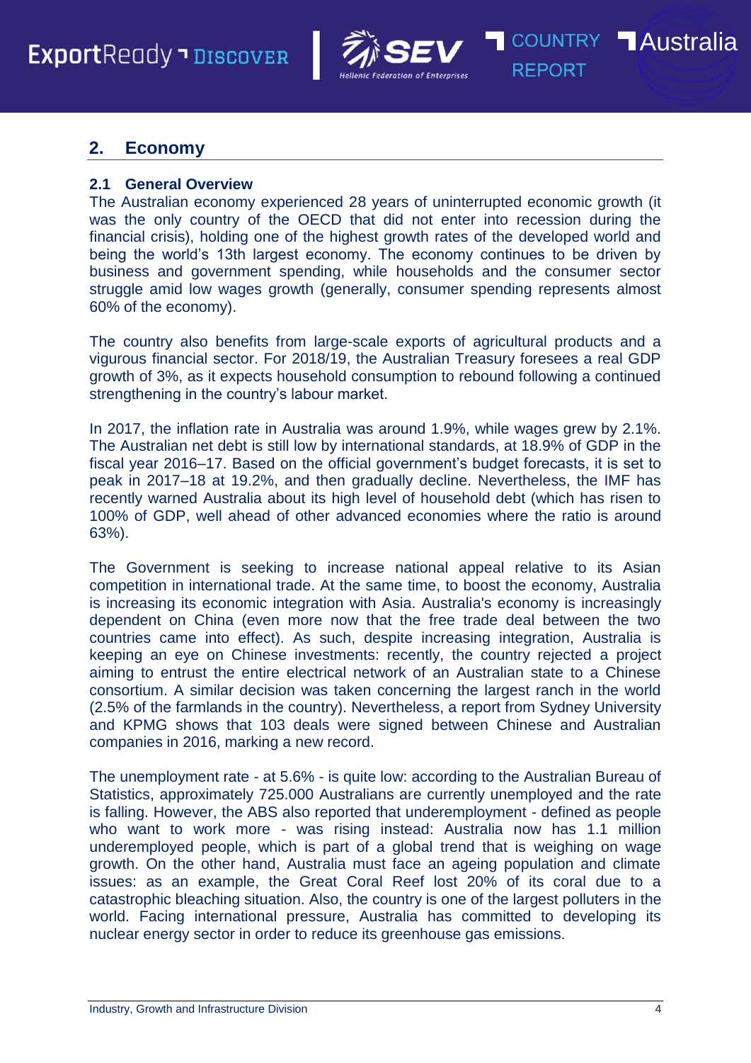## 2. Economy

### 2.1 General Overview

The Australian economy experienced 28 years of uninterrupted economic growth (it was the only country of the OECD that did not enter into recession during the financial crisis), holding one of the highest growth rates of the developed world and being the world's 13th largest economy. The economy continues to be driven by business and government spending, while households and the consumer sector struggle amid low wages growth (generally, consumer spending represents almost 60% of the economy).

The country also benefits from large-scale exports of agricultural products and a vigurous financial sector. For 2018/19, the Australian Treasury foresees a real GDP growth of 3%, as it expects household consumption to rebound following a continued strengthening in the country's labour market.

In 2017, the inflation rate in Australia was around 1.9%, while wages grew by 2.1%. The Australian net debt is still low by international standards, at 18.9% of GDP in the fiscal year 2016–17. Based on the official government's budget forecasts, it is set to peak in 2017–18 at 19.2%, and then gradually decline. Nevertheless, the IMF has recently warned Australia about its high level of household debt (which has risen to 100% of GDP, well ahead of other advanced economies where the ratio is around 63%).

The Government is seeking to increase national appeal relative to its Asian competition in international trade. At the same time, to boost the economy, Australia is increasing its economic integration with Asia. Australia's economy is increasingly dependent on China (even more now that the free trade deal between the two countries came into effect). As such, despite increasing integration, Australia is keeping an eye on Chinese investments: recently, the country rejected a project aiming to entrust the entire electrical network of an Australian state to a Chinese consortium. A similar decision was taken concerning the largest ranch in the world (2.5% of the farmlands in the country). Nevertheless, a report from Sydney University and KPMG shows that 103 deals were signed between Chinese and Australian companies in 2016, marking a new record.

The unemployment rate - at 5.6% - is quite low: according to the Australian Bureau of Statistics, approximately 725.000 Australians are currently unemployed and the rate is falling. However, the ABS also reported that underemployment - defined as people who want to work more - was rising instead: Australia now has 1.1 million underemployed people, which is part of a global trend that is weighing on wage growth. On the other hand, Australia must face an ageing population and climate issues: as an example, the Great Coral Reef lost 20% of its coral due to a catastrophic bleaching situation. Also, the country is one of the largest polluters in the world. Facing international pressure, Australia has committed to developing its nuclear energy sector in order to reduce its greenhouse gas emissions.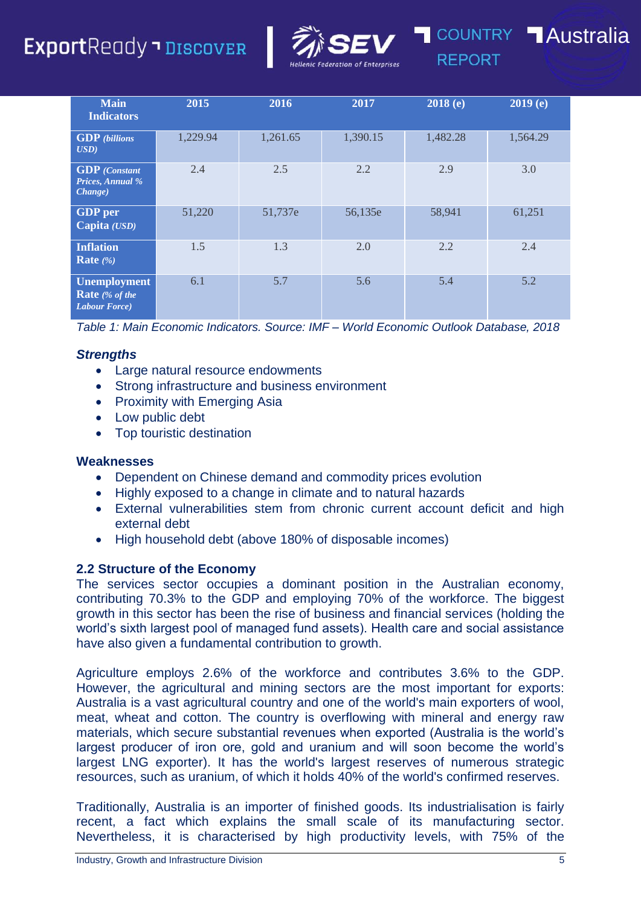| Main Indicators | 2015 | 2016 | 2017 | 2018 (e) | 2019 (e) |
|---|---|---|---|---|---|
| **GDP** *(billions USD)* | 1,229.94 | 1,261.65 | 1,390.15 | 1,482.28 | 1,564.29 |
| **GDP** *(Constant Prices, Annual % Change)* | 2.4 | 2.5 | 2.2 | 2.9 | 3.0 |
| **GDP per Capita** *(USD)* | 51,220 | 51,737e | 56,135e | 58,941 | 61,251 |
| **Inflation Rate** *(%)* | 1.5 | 1.3 | 2.0 | 2.2 | 2.4 |
| **Unemployment Rate** *(% of the Labour Force)* | 6.1 | 5.7 | 5.6 | 5.4 | 5.2 |

*Table 1: Main Economic Indicators. Source: IMF – World Economic Outlook Database, 2018*

***Strengths***

- Large natural resource endowments
- Strong infrastructure and business environment
- Proximity with Emerging Asia
- Low public debt
- Top touristic destination

**Weaknesses**

- Dependent on Chinese demand and commodity prices evolution
- Highly exposed to a change in climate and to natural hazards
- External vulnerabilities stem from chronic current account deficit and high external debt
- High household debt (above 180% of disposable incomes)

### 2.2 Structure of the Economy

The services sector occupies a dominant position in the Australian economy, contributing 70.3% to the GDP and employing 70% of the workforce. The biggest growth in this sector has been the rise of business and financial services (holding the world's sixth largest pool of managed fund assets). Health care and social assistance have also given a fundamental contribution to growth.

Agriculture employs 2.6% of the workforce and contributes 3.6% to the GDP. However, the agricultural and mining sectors are the most important for exports: Australia is a vast agricultural country and one of the world's main exporters of wool, meat, wheat and cotton. The country is overflowing with mineral and energy raw materials, which secure substantial revenues when exported (Australia is the world's largest producer of iron ore, gold and uranium and will soon become the world's largest LNG exporter). It has the world's largest reserves of numerous strategic resources, such as uranium, of which it holds 40% of the world's confirmed reserves.

Traditionally, Australia is an importer of finished goods. Its industrialisation is fairly recent, a fact which explains the small scale of its manufacturing sector. Nevertheless, it is characterised by high productivity levels, with 75% of the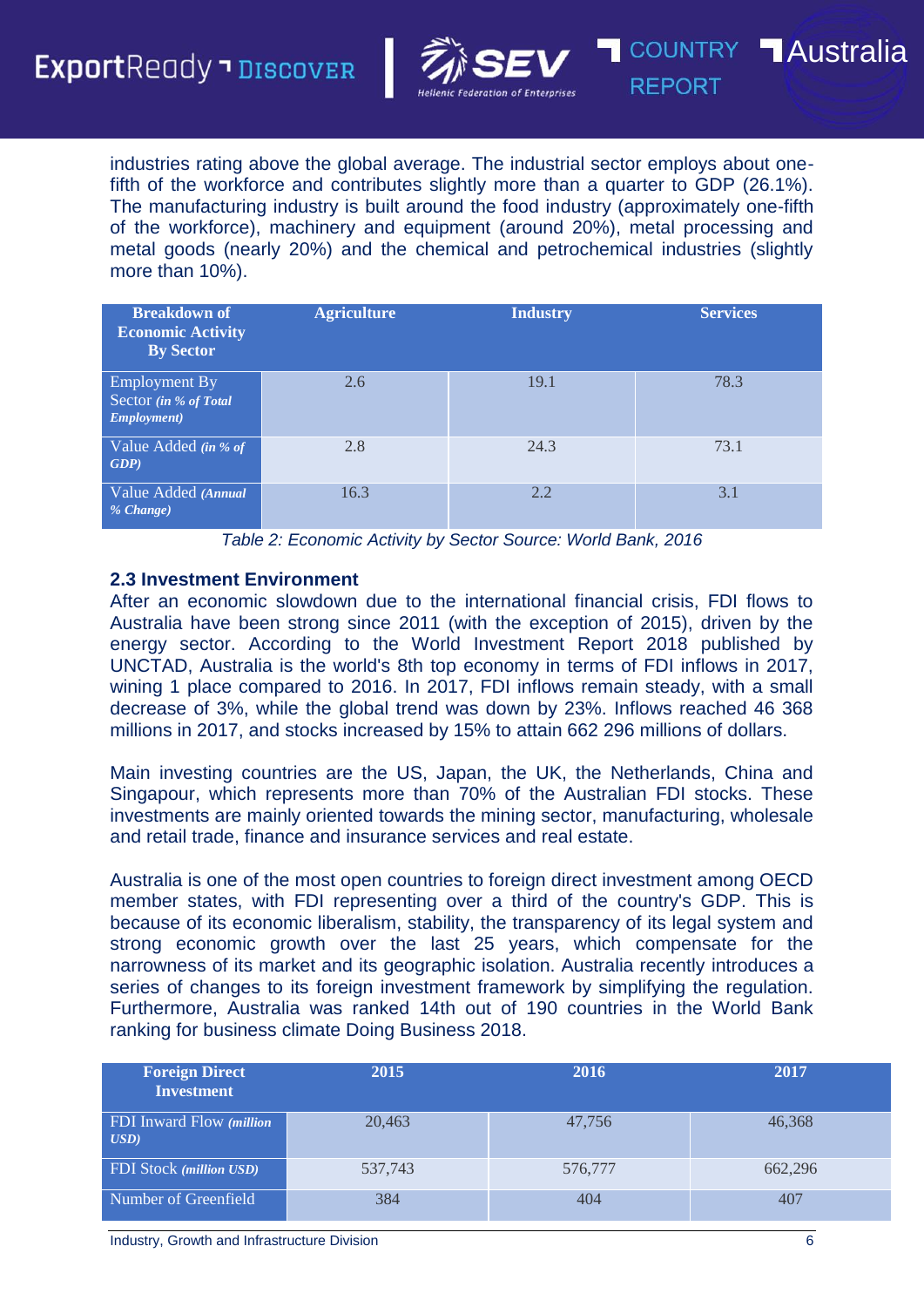industries rating above the global average. The industrial sector employs about one-fifth of the workforce and contributes slightly more than a quarter to GDP (26.1%). The manufacturing industry is built around the food industry (approximately one-fifth of the workforce), machinery and equipment (around 20%), metal processing and metal goods (nearly 20%) and the chemical and petrochemical industries (slightly more than 10%).

| Breakdown of Economic Activity By Sector | Agriculture | Industry | Services |
|---|---|---|---|
| Employment By Sector *(in % of Total Employment)* | 2.6 | 19.1 | 78.3 |
| Value Added *(in % of GDP)* | 2.8 | 24.3 | 73.1 |
| Value Added *(Annual % Change)* | 16.3 | 2.2 | 3.1 |

*Table 2: Economic Activity by Sector Source: World Bank, 2016*

### 2.3 Investment Environment

After an economic slowdown due to the international financial crisis, FDI flows to Australia have been strong since 2011 (with the exception of 2015), driven by the energy sector. According to the World Investment Report 2018 published by UNCTAD, Australia is the world's 8th top economy in terms of FDI inflows in 2017, wining 1 place compared to 2016. In 2017, FDI inflows remain steady, with a small decrease of 3%, while the global trend was down by 23%. Inflows reached 46 368 millions in 2017, and stocks increased by 15% to attain 662 296 millions of dollars.

Main investing countries are the US, Japan, the UK, the Netherlands, China and Singapour, which represents more than 70% of the Australian FDI stocks. These investments are mainly oriented towards the mining sector, manufacturing, wholesale and retail trade, finance and insurance services and real estate.

Australia is one of the most open countries to foreign direct investment among OECD member states, with FDI representing over a third of the country's GDP. This is because of its economic liberalism, stability, the transparency of its legal system and strong economic growth over the last 25 years, which compensate for the narrowness of its market and its geographic isolation. Australia recently introduces a series of changes to its foreign investment framework by simplifying the regulation. Furthermore, Australia was ranked 14th out of 190 countries in the World Bank ranking for business climate Doing Business 2018.

| Foreign Direct Investment | 2015 | 2016 | 2017 |
|---|---|---|---|
| FDI Inward Flow *(million USD)* | 20,463 | 47,756 | 46,368 |
| FDI Stock *(million USD)* | 537,743 | 576,777 | 662,296 |
| Number of Greenfield | 384 | 404 | 407 |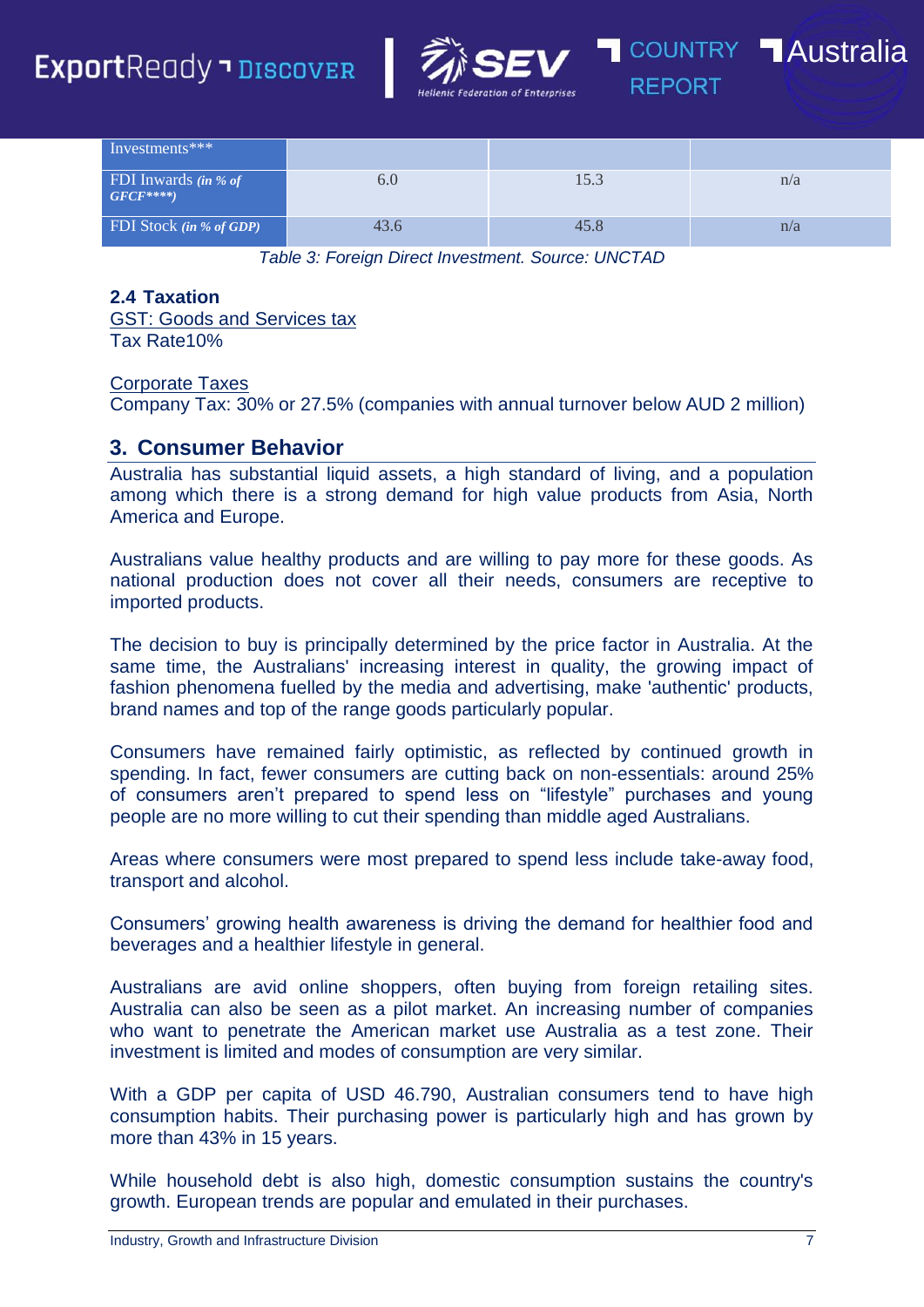| Investments*** | | | |
|---|---|---|---|
| FDI Inwards *(in % of GFCF****)* | 6.0 | 15.3 | n/a |
| FDI Stock *(in % of GDP)* | 43.6 | 45.8 | n/a |

*Table 3: Foreign Direct Investment. Source: UNCTAD*

### 2.4 Taxation

GST: Goods and Services tax
Tax Rate10%

Corporate Taxes
Company Tax: 30% or 27.5% (companies with annual turnover below AUD 2 million)

## 3. Consumer Behavior

Australia has substantial liquid assets, a high standard of living, and a population among which there is a strong demand for high value products from Asia, North America and Europe.

Australians value healthy products and are willing to pay more for these goods. As national production does not cover all their needs, consumers are receptive to imported products.

The decision to buy is principally determined by the price factor in Australia. At the same time, the Australians' increasing interest in quality, the growing impact of fashion phenomena fuelled by the media and advertising, make 'authentic' products, brand names and top of the range goods particularly popular.

Consumers have remained fairly optimistic, as reflected by continued growth in spending. In fact, fewer consumers are cutting back on non-essentials: around 25% of consumers aren't prepared to spend less on "lifestyle" purchases and young people are no more willing to cut their spending than middle aged Australians.

Areas where consumers were most prepared to spend less include take-away food, transport and alcohol.

Consumers' growing health awareness is driving the demand for healthier food and beverages and a healthier lifestyle in general.

Australians are avid online shoppers, often buying from foreign retailing sites. Australia can also be seen as a pilot market. An increasing number of companies who want to penetrate the American market use Australia as a test zone. Their investment is limited and modes of consumption are very similar.

With a GDP per capita of USD 46.790, Australian consumers tend to have high consumption habits. Their purchasing power is particularly high and has grown by more than 43% in 15 years.

While household debt is also high, domestic consumption sustains the country's growth. European trends are popular and emulated in their purchases.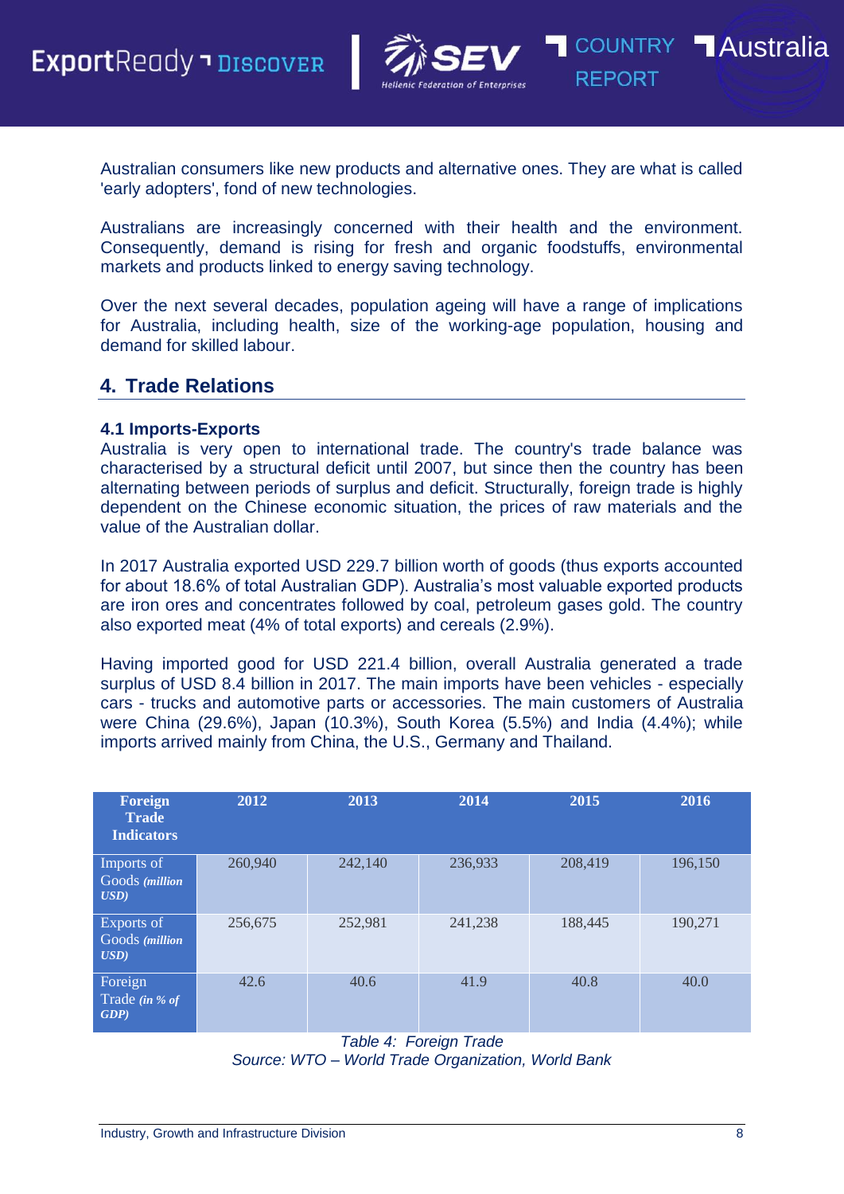Australian consumers like new products and alternative ones. They are what is called 'early adopters', fond of new technologies.

Australians are increasingly concerned with their health and the environment. Consequently, demand is rising for fresh and organic foodstuffs, environmental markets and products linked to energy saving technology.

Over the next several decades, population ageing will have a range of implications for Australia, including health, size of the working-age population, housing and demand for skilled labour.

## 4. Trade Relations

### 4.1 Imports-Exports

Australia is very open to international trade. The country's trade balance was characterised by a structural deficit until 2007, but since then the country has been alternating between periods of surplus and deficit. Structurally, foreign trade is highly dependent on the Chinese economic situation, the prices of raw materials and the value of the Australian dollar.

In 2017 Australia exported USD 229.7 billion worth of goods (thus exports accounted for about 18.6% of total Australian GDP). Australia's most valuable exported products are iron ores and concentrates followed by coal, petroleum gases gold. The country also exported meat (4% of total exports) and cereals (2.9%).

Having imported good for USD 221.4 billion, overall Australia generated a trade surplus of USD 8.4 billion in 2017. The main imports have been vehicles - especially cars - trucks and automotive parts or accessories. The main customers of Australia were China (29.6%), Japan (10.3%), South Korea (5.5%) and India (4.4%); while imports arrived mainly from China, the U.S., Germany and Thailand.

| Foreign Trade Indicators | 2012 | 2013 | 2014 | 2015 | 2016 |
|---|---|---|---|---|---|
| Imports of Goods *(million USD)* | 260,940 | 242,140 | 236,933 | 208,419 | 196,150 |
| Exports of Goods *(million USD)* | 256,675 | 252,981 | 241,238 | 188,445 | 190,271 |
| Foreign Trade *(in % of GDP)* | 42.6 | 40.6 | 41.9 | 40.8 | 40.0 |

*Table 4: Foreign Trade*
*Source: WTO – World Trade Organization, World Bank*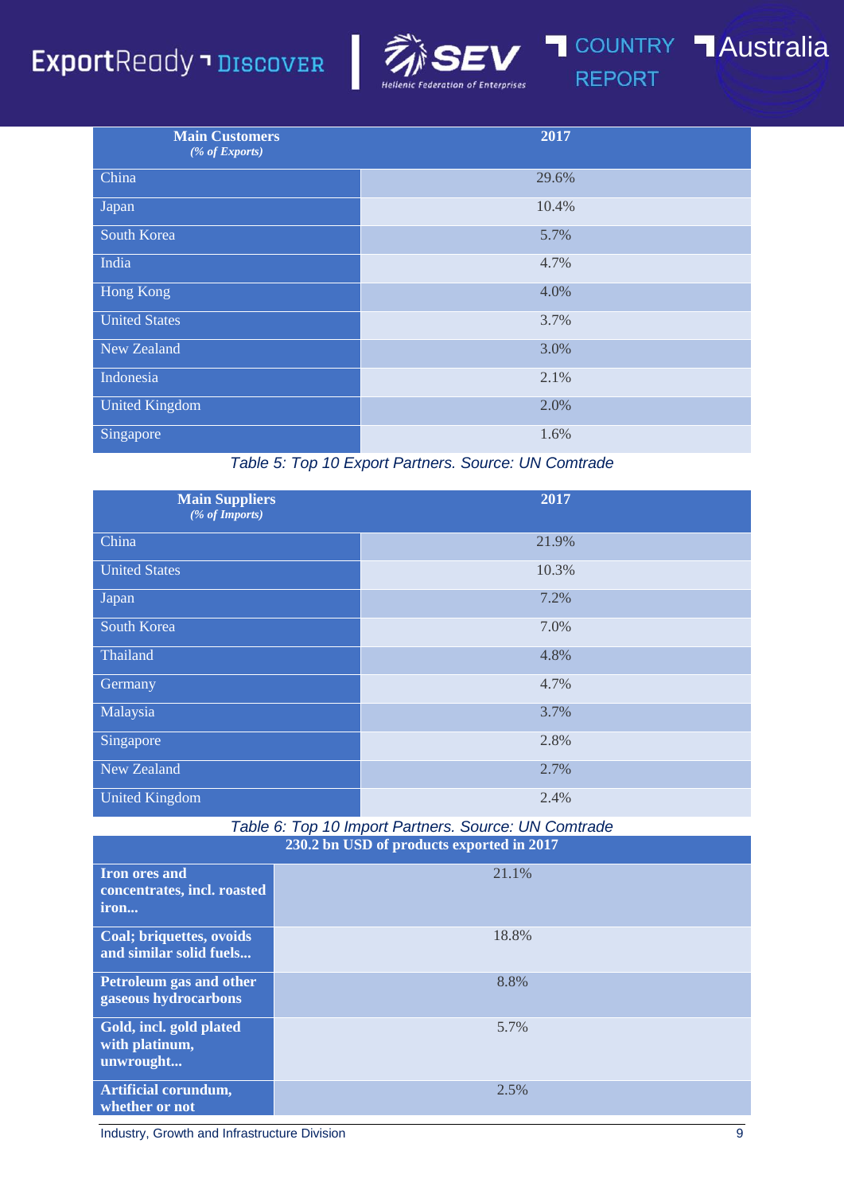| Main Customers *(% of Exports)* | 2017 |
|---|---|
| China | 29.6% |
| Japan | 10.4% |
| South Korea | 5.7% |
| India | 4.7% |
| Hong Kong | 4.0% |
| United States | 3.7% |
| New Zealand | 3.0% |
| Indonesia | 2.1% |
| United Kingdom | 2.0% |
| Singapore | 1.6% |

*Table 5: Top 10 Export Partners. Source: UN Comtrade*

| Main Suppliers *(% of Imports)* | 2017 |
|---|---|
| China | 21.9% |
| United States | 10.3% |
| Japan | 7.2% |
| South Korea | 7.0% |
| Thailand | 4.8% |
| Germany | 4.7% |
| Malaysia | 3.7% |
| Singapore | 2.8% |
| New Zealand | 2.7% |
| United Kingdom | 2.4% |

*Table 6: Top 10 Import Partners. Source: UN Comtrade*

| 230.2 bn USD of products exported in 2017 | |
|---|---|
| **Iron ores and concentrates, incl. roasted iron...** | 21.1% |
| **Coal; briquettes, ovoids and similar solid fuels...** | 18.8% |
| **Petroleum gas and other gaseous hydrocarbons** | 8.8% |
| **Gold, incl. gold plated with platinum, unwrought...** | 5.7% |
| **Artificial corundum, whether or not** | 2.5% |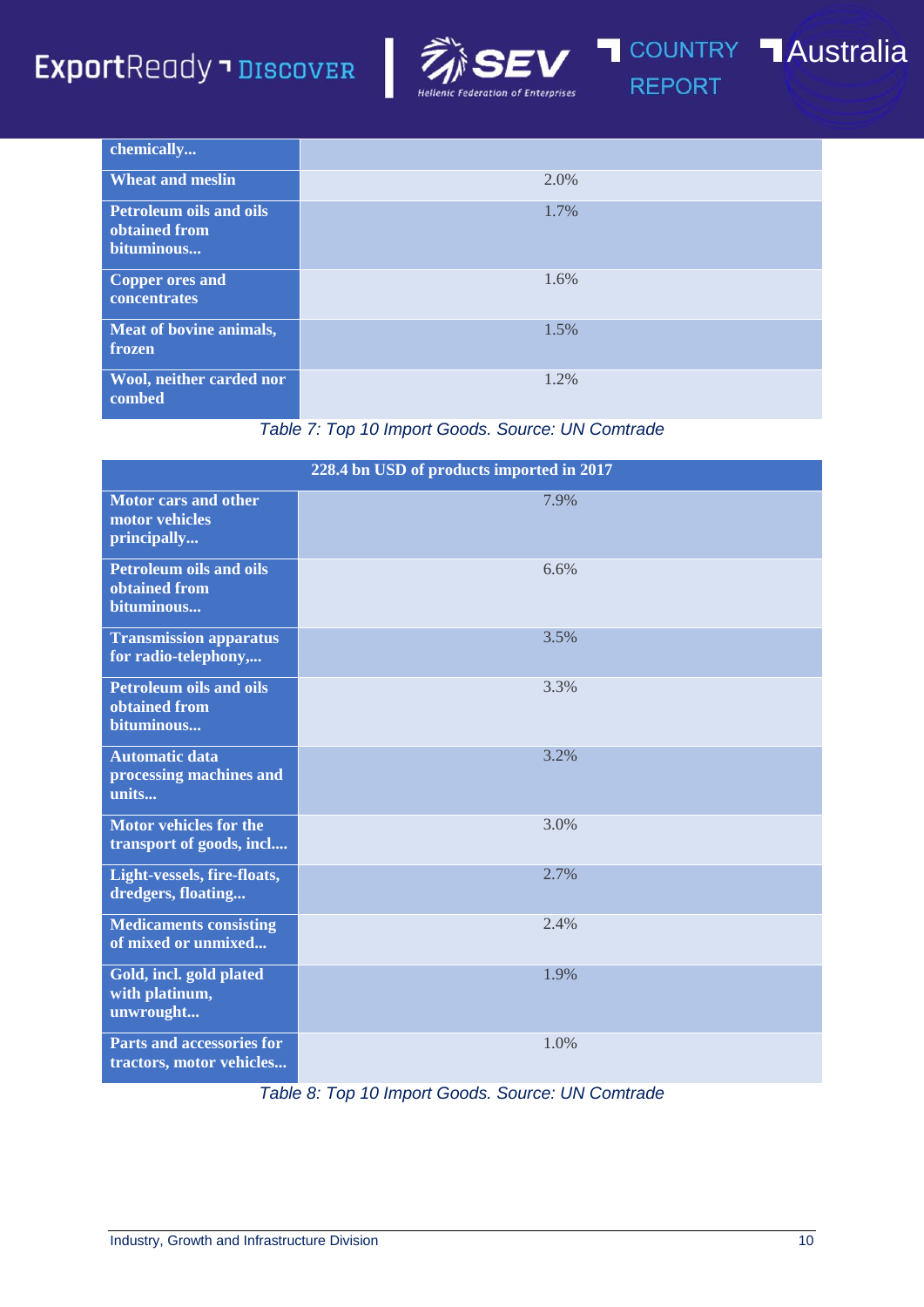| | |
|---|---|
| chemically... | |
| Wheat and meslin | 2.0% |
| Petroleum oils and oils obtained from bituminous... | 1.7% |
| Copper ores and concentrates | 1.6% |
| Meat of bovine animals, frozen | 1.5% |
| Wool, neither carded nor combed | 1.2% |

*Table 7: Top 10 Import Goods. Source: UN Comtrade*

| 228.4 bn USD of products imported in 2017 | |
|---|---|
| Motor cars and other motor vehicles principally... | 7.9% |
| Petroleum oils and oils obtained from bituminous... | 6.6% |
| Transmission apparatus for radio-telephony,... | 3.5% |
| Petroleum oils and oils obtained from bituminous... | 3.3% |
| Automatic data processing machines and units... | 3.2% |
| Motor vehicles for the transport of goods, incl.... | 3.0% |
| Light-vessels, fire-floats, dredgers, floating... | 2.7% |
| Medicaments consisting of mixed or unmixed... | 2.4% |
| Gold, incl. gold plated with platinum, unwrought... | 1.9% |
| Parts and accessories for tractors, motor vehicles... | 1.0% |

*Table 8: Top 10 Import Goods. Source: UN Comtrade*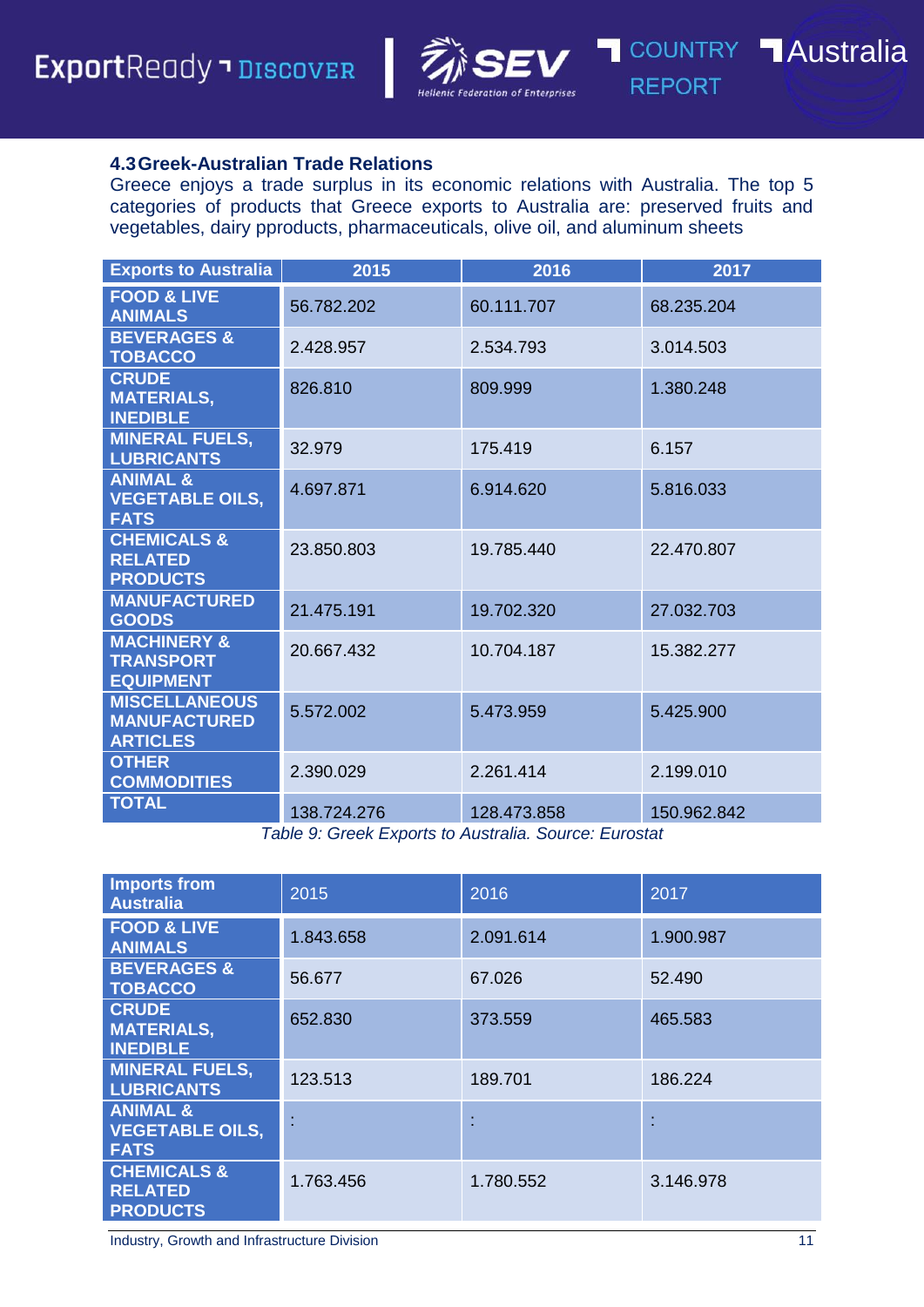### 4.3 Greek-Australian Trade Relations

Greece enjoys a trade surplus in its economic relations with Australia. The top 5 categories of products that Greece exports to Australia are: preserved fruits and vegetables, dairy pproducts, pharmaceuticals, olive oil, and aluminum sheets

| Exports to Australia | 2015 | 2016 | 2017 |
|---|---|---|---|
| FOOD & LIVE ANIMALS | 56.782.202 | 60.111.707 | 68.235.204 |
| BEVERAGES & TOBACCO | 2.428.957 | 2.534.793 | 3.014.503 |
| CRUDE MATERIALS, INEDIBLE | 826.810 | 809.999 | 1.380.248 |
| MINERAL FUELS, LUBRICANTS | 32.979 | 175.419 | 6.157 |
| ANIMAL & VEGETABLE OILS, FATS | 4.697.871 | 6.914.620 | 5.816.033 |
| CHEMICALS & RELATED PRODUCTS | 23.850.803 | 19.785.440 | 22.470.807 |
| MANUFACTURED GOODS | 21.475.191 | 19.702.320 | 27.032.703 |
| MACHINERY & TRANSPORT EQUIPMENT | 20.667.432 | 10.704.187 | 15.382.277 |
| MISCELLANEOUS MANUFACTURED ARTICLES | 5.572.002 | 5.473.959 | 5.425.900 |
| OTHER COMMODITIES | 2.390.029 | 2.261.414 | 2.199.010 |
| TOTAL | 138.724.276 | 128.473.858 | 150.962.842 |

*Table 9: Greek Exports to Australia. Source: Eurostat*

| Imports from Australia | 2015 | 2016 | 2017 |
|---|---|---|---|
| FOOD & LIVE ANIMALS | 1.843.658 | 2.091.614 | 1.900.987 |
| BEVERAGES & TOBACCO | 56.677 | 67.026 | 52.490 |
| CRUDE MATERIALS, INEDIBLE | 652.830 | 373.559 | 465.583 |
| MINERAL FUELS, LUBRICANTS | 123.513 | 189.701 | 186.224 |
| ANIMAL & VEGETABLE OILS, FATS | : | : | : |
| CHEMICALS & RELATED PRODUCTS | 1.763.456 | 1.780.552 | 3.146.978 |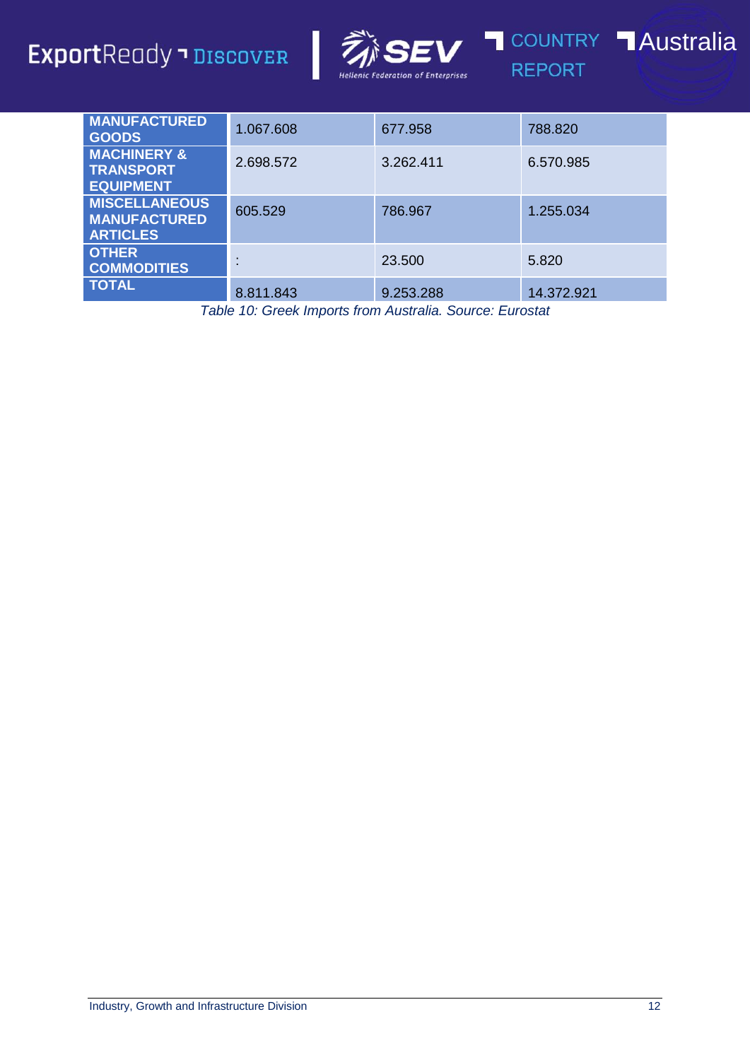| MANUFACTURED GOODS | 1.067.608 | 677.958 | 788.820 |
|---|---|---|---|
| MACHINERY & TRANSPORT EQUIPMENT | 2.698.572 | 3.262.411 | 6.570.985 |
| MISCELLANEOUS MANUFACTURED ARTICLES | 605.529 | 786.967 | 1.255.034 |
| OTHER COMMODITIES | : | 23.500 | 5.820 |
| TOTAL | 8.811.843 | 9.253.288 | 14.372.921 |

*Table 10: Greek Imports from Australia. Source: Eurostat*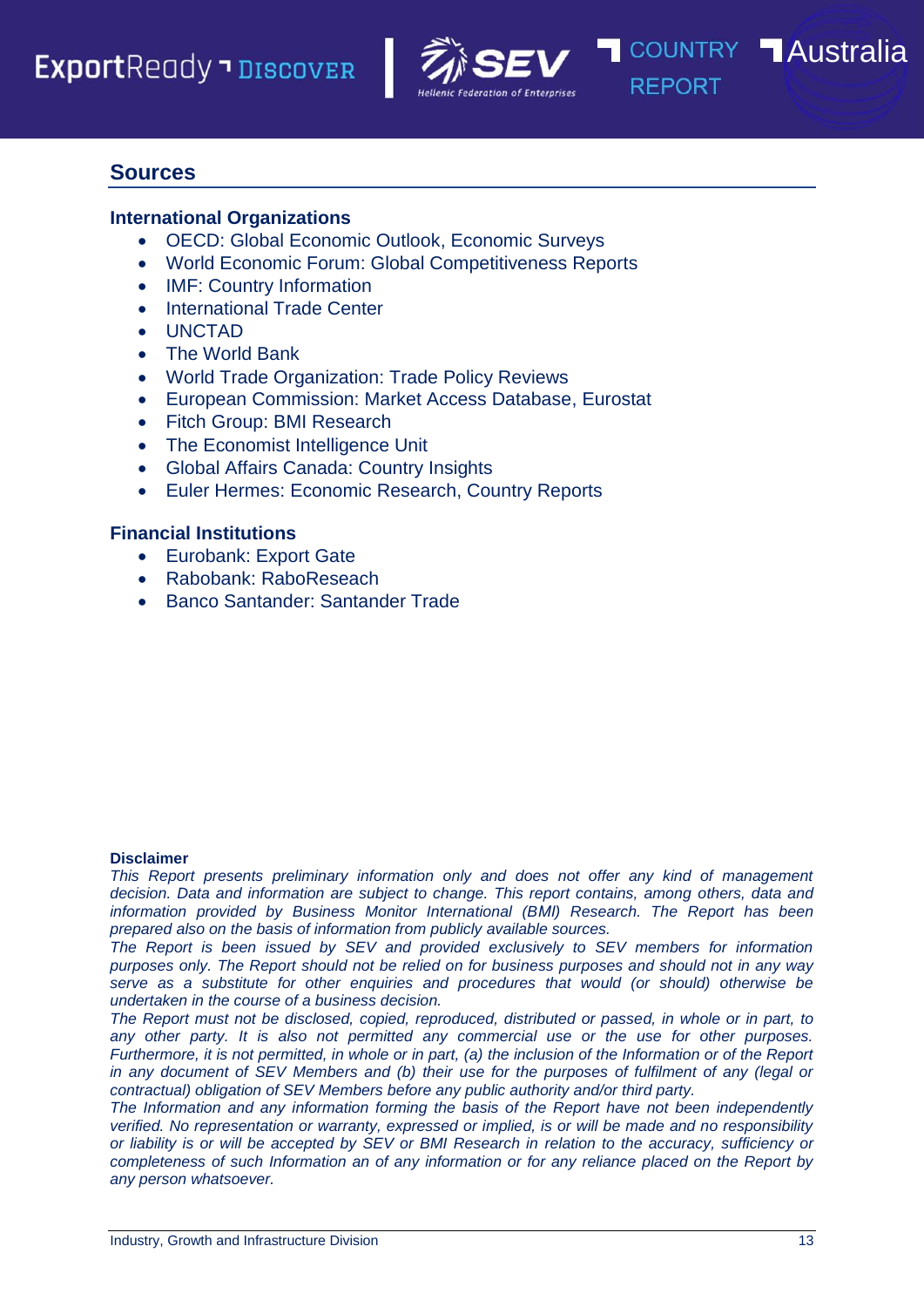## Sources

### International Organizations

- OECD: Global Economic Outlook, Economic Surveys
- World Economic Forum: Global Competitiveness Reports
- IMF: Country Information
- International Trade Center
- UNCTAD
- The World Bank
- World Trade Organization: Trade Policy Reviews
- European Commission: Market Access Database, Eurostat
- Fitch Group: BMI Research
- The Economist Intelligence Unit
- Global Affairs Canada: Country Insights
- Euler Hermes: Economic Research, Country Reports

### Financial Institutions

- Eurobank: Export Gate
- Rabobank: RaboReseach
- Banco Santander: Santander Trade

**Disclaimer**

*This Report presents preliminary information only and does not offer any kind of management decision. Data and information are subject to change. This report contains, among others, data and information provided by Business Monitor International (BMI) Research. The Report has been prepared also on the basis of information from publicly available sources.*

*The Report is been issued by SEV and provided exclusively to SEV members for information purposes only. The Report should not be relied on for business purposes and should not in any way serve as a substitute for other enquiries and procedures that would (or should) otherwise be undertaken in the course of a business decision.*

*The Report must not be disclosed, copied, reproduced, distributed or passed, in whole or in part, to any other party. It is also not permitted any commercial use or the use for other purposes. Furthermore, it is not permitted, in whole or in part, (a) the inclusion of the Information or of the Report in any document of SEV Members and (b) their use for the purposes of fulfilment of any (legal or contractual) obligation of SEV Members before any public authority and/or third party.*

*The Information and any information forming the basis of the Report have not been independently verified. No representation or warranty, expressed or implied, is or will be made and no responsibility or liability is or will be accepted by SEV or BMI Research in relation to the accuracy, sufficiency or completeness of such Information an of any information or for any reliance placed on the Report by any person whatsoever.*